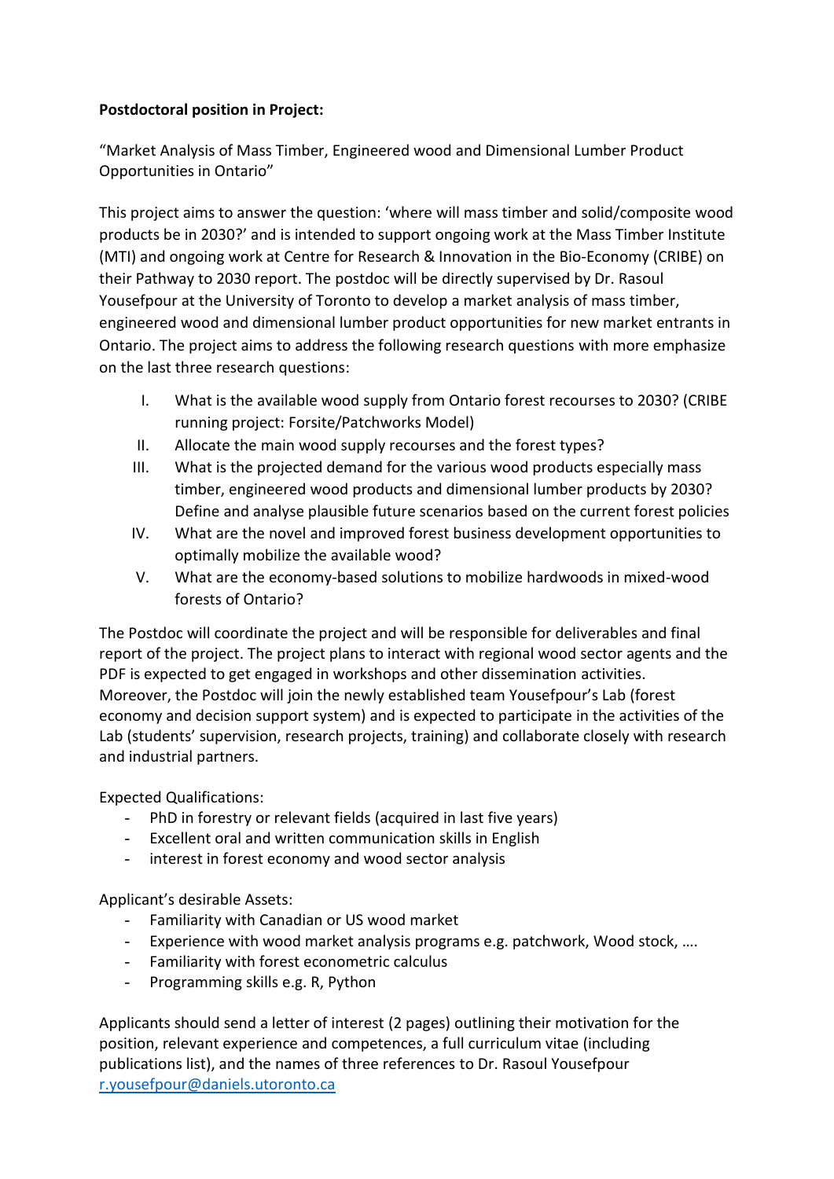**Postdoctoral position in Project:**

"Market Analysis of Mass Timber, Engineered wood and Dimensional Lumber Product Opportunities in Ontario"

This project aims to answer the question: 'where will mass timber and solid/composite wood products be in 2030?' and is intended to support ongoing work at the Mass Timber Institute (MTI) and ongoing work at Centre for Research & Innovation in the Bio-Economy (CRIBE) on their Pathway to 2030 report. The postdoc will be directly supervised by Dr. Rasoul Yousefpour at the University of Toronto to develop a market analysis of mass timber, engineered wood and dimensional lumber product opportunities for new market entrants in Ontario. The project aims to address the following research questions with more emphasize on the last three research questions:

I. What is the available wood supply from Ontario forest recourses to 2030? (CRIBE running project: Forsite/Patchworks Model)
II. Allocate the main wood supply recourses and the forest types?
III. What is the projected demand for the various wood products especially mass timber, engineered wood products and dimensional lumber products by 2030? Define and analyse plausible future scenarios based on the current forest policies
IV. What are the novel and improved forest business development opportunities to optimally mobilize the available wood?
V. What are the economy-based solutions to mobilize hardwoods in mixed-wood forests of Ontario?

The Postdoc will coordinate the project and will be responsible for deliverables and final report of the project. The project plans to interact with regional wood sector agents and the PDF is expected to get engaged in workshops and other dissemination activities. Moreover, the Postdoc will join the newly established team Yousefpour's Lab (forest economy and decision support system) and is expected to participate in the activities of the Lab (students' supervision, research projects, training) and collaborate closely with research and industrial partners.

Expected Qualifications:

- PhD in forestry or relevant fields (acquired in last five years)
- Excellent oral and written communication skills in English
- interest in forest economy and wood sector analysis

Applicant's desirable Assets:

- Familiarity with Canadian or US wood market
- Experience with wood market analysis programs e.g. patchwork, Wood stock, ….
- Familiarity with forest econometric calculus
- Programming skills e.g. R, Python

Applicants should send a letter of interest (2 pages) outlining their motivation for the position, relevant experience and competences, a full curriculum vitae (including publications list), and the names of three references to Dr. Rasoul Yousefpour r.yousefpour@daniels.utoronto.ca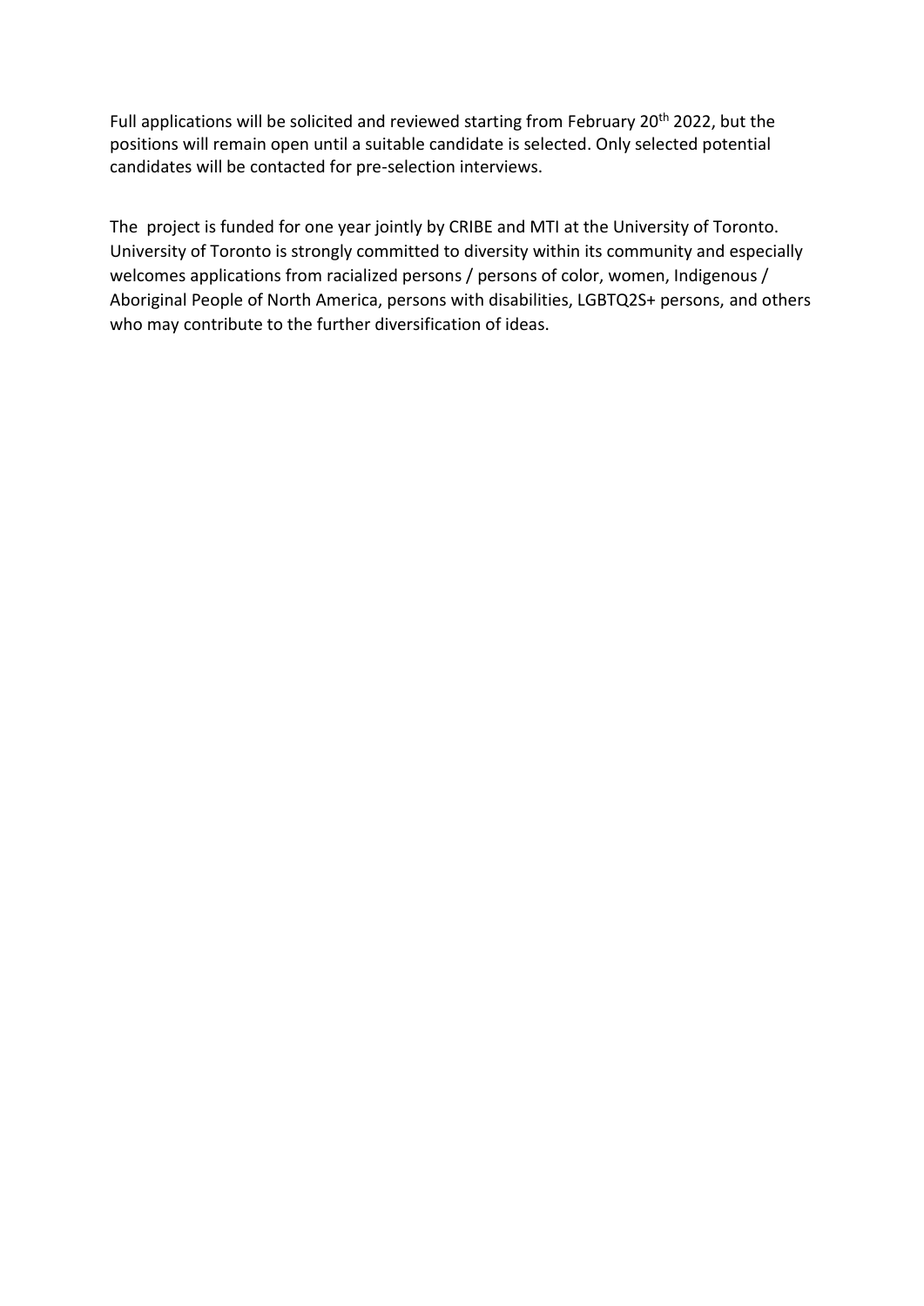Full applications will be solicited and reviewed starting from February 20th 2022, but the positions will remain open until a suitable candidate is selected. Only selected potential candidates will be contacted for pre-selection interviews.

The project is funded for one year jointly by CRIBE and MTI at the University of Toronto. University of Toronto is strongly committed to diversity within its community and especially welcomes applications from racialized persons / persons of color, women, Indigenous / Aboriginal People of North America, persons with disabilities, LGBTQ2S+ persons, and others who may contribute to the further diversification of ideas.